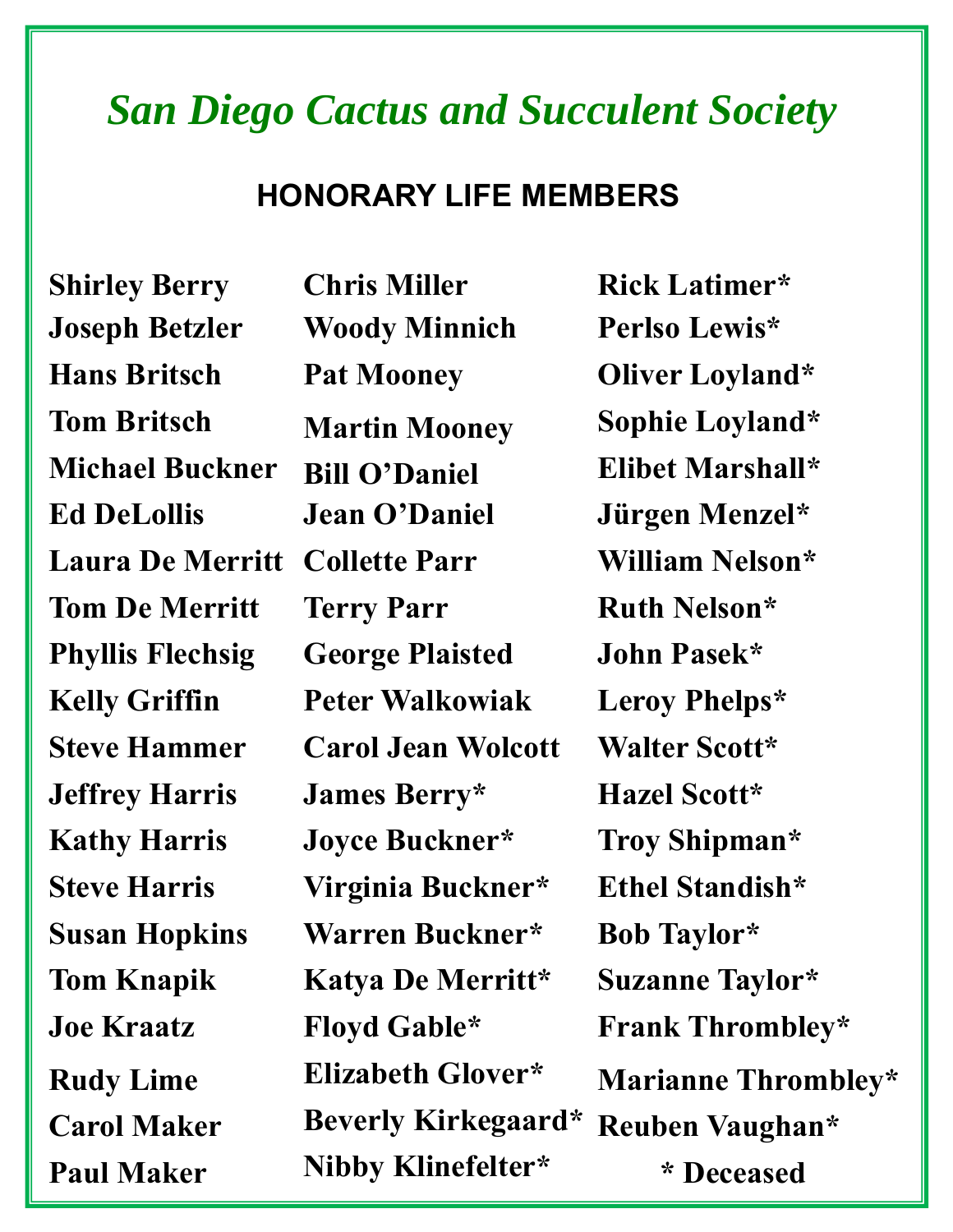# *San Diego Cactus and Succulent Society*

## HONORARY LIFE MEMBERS

Shirley Berry
Joseph Betzler
Hans Britsch
Tom Britsch
Michael Buckner
Ed DeLollis
Laura De Merritt
Tom De Merritt
Phyllis Flechsig
Kelly Griffin
Steve Hammer
Jeffrey Harris
Kathy Harris
Steve Harris
Susan Hopkins
Tom Knapik
Joe Kraatz
Rudy Lime
Carol Maker
Paul Maker
Chris Miller
Woody Minnich
Pat Mooney
Martin Mooney
Bill O'Daniel
Jean O'Daniel
Collette Parr
Terry Parr
George Plaisted
Peter Walkowiak
Carol Jean Wolcott
James Berry*
Joyce Buckner*
Virginia Buckner*
Warren Buckner*
Katya De Merritt*
Floyd Gable*
Elizabeth Glover*
Beverly Kirkegaard*
Nibby Klinefelter*
Rick Latimer*
Perlso Lewis*
Oliver Loyland*
Sophie Loyland*
Elibet Marshall*
Jürgen Menzel*
William Nelson*
Ruth Nelson*
John Pasek*
Leroy Phelps*
Walter Scott*
Hazel Scott*
Troy Shipman*
Ethel Standish*
Bob Taylor*
Suzanne Taylor*
Frank Thrombley*
Marianne Thrombley*
Reuben Vaughan*

\* Deceased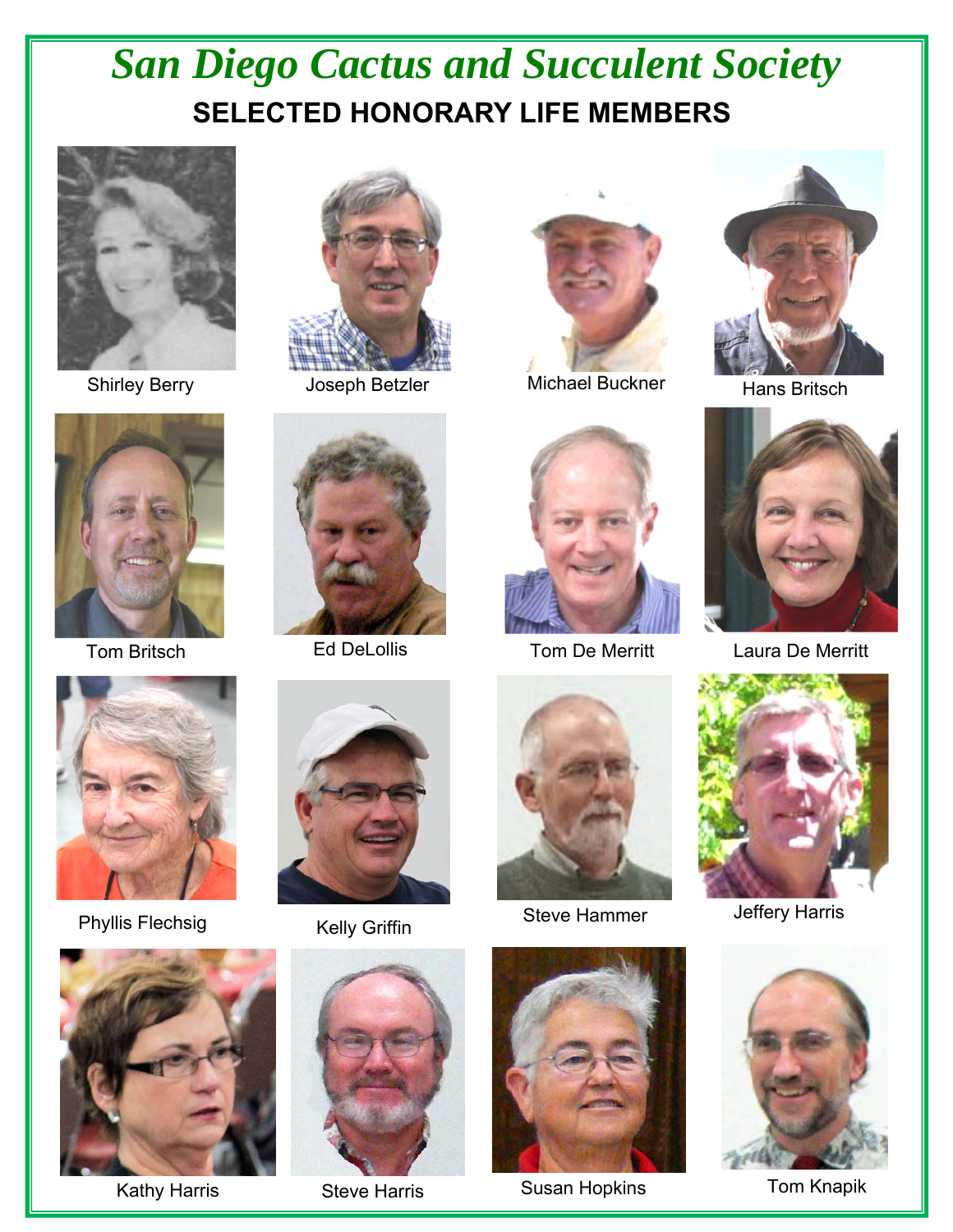# *San Diego Cactus and Succulent Society*

## SELECTED HONORARY LIFE MEMBERS

Shirley Berry

Joseph Betzler

Michael Buckner

Hans Britsch

Tom Britsch

Ed DeLollis

Tom De Merritt

Laura De Merritt

Phyllis Flechsig

Kelly Griffin

Steve Hammer

Jeffery Harris

Kathy Harris

Steve Harris

Susan Hopkins

Tom Knapik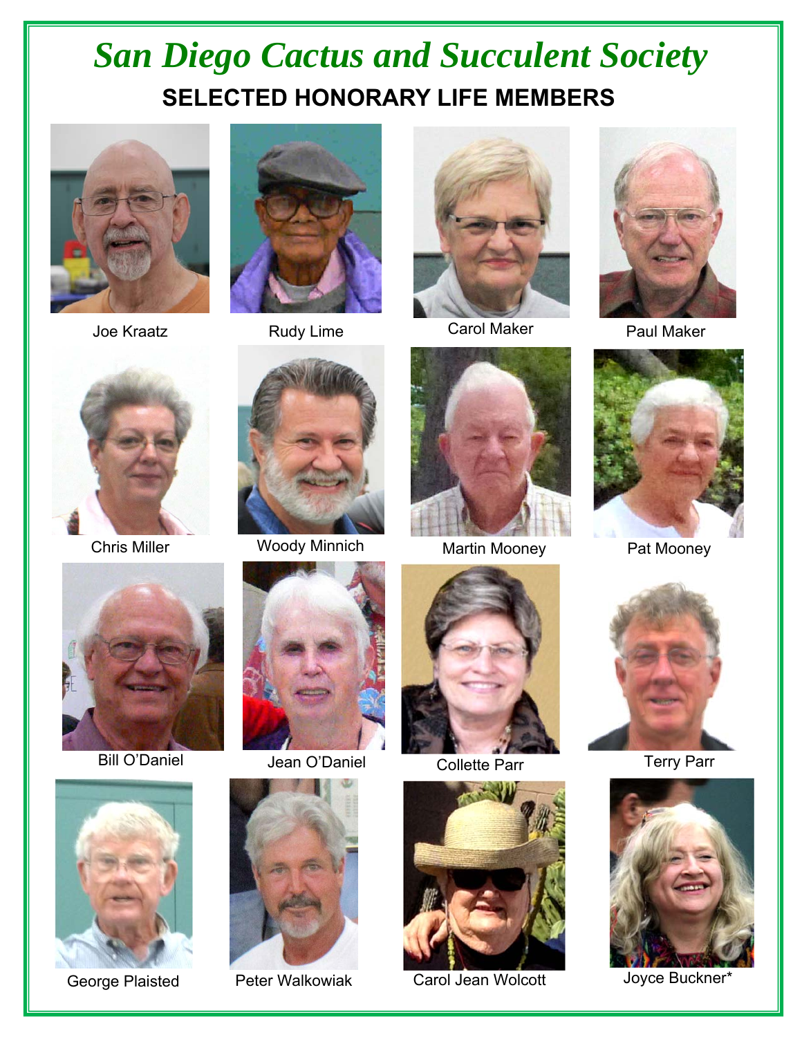# *San Diego Cactus and Succulent Society*

## SELECTED HONORARY LIFE MEMBERS

Joe Kraatz

Rudy Lime

Carol Maker

Paul Maker

Chris Miller

Woody Minnich

Martin Mooney

Pat Mooney

Bill O'Daniel

Jean O'Daniel

Collette Parr

Terry Parr

George Plaisted

Peter Walkowiak

Carol Jean Wolcott

Joyce Buckner*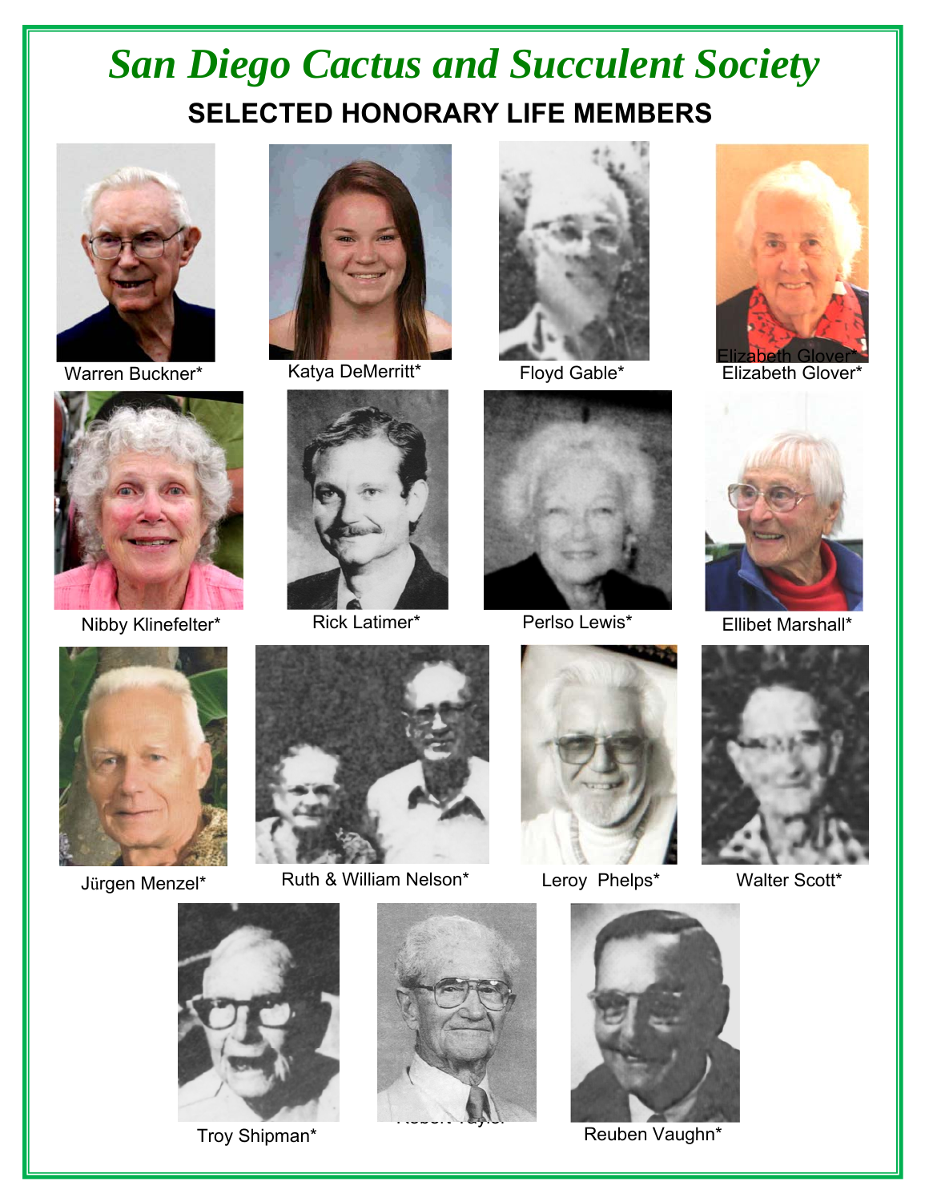# *San Diego Cactus and Succulent Society*

## SELECTED HONORARY LIFE MEMBERS

Warren Buckner*

Katya DeMerritt*

Floyd Gable*

Elizabeth Glover*

Elizabeth Glover*

Nibby Klinefelter*

Rick Latimer*

Perlso Lewis*

Ellibet Marshall*

Jürgen Menzel*

Ruth & William Nelson*

Leroy Phelps*

Walter Scott*

Troy Shipman*

Robert Taylor

Reuben Vaughn*